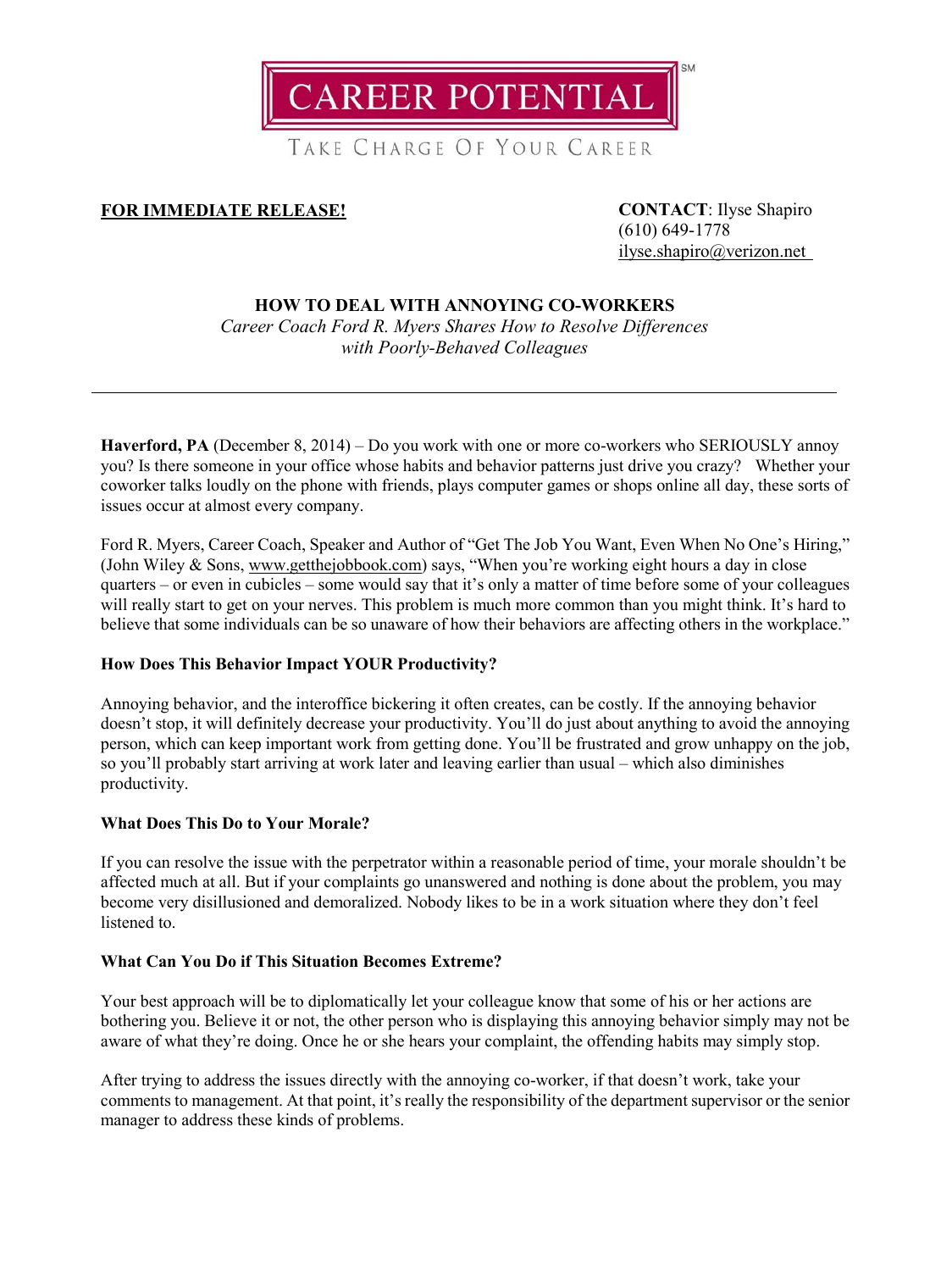CAREER POTENTIAL℠

TAKE CHARGE OF YOUR CAREER

**FOR IMMEDIATE RELEASE!**

**CONTACT**: Ilyse Shapiro
(610) 649-1778
ilyse.shapiro@verizon.net

# HOW TO DEAL WITH ANNOYING CO-WORKERS

*Career Coach Ford R. Myers Shares How to Resolve Differences with Poorly-Behaved Colleagues*

---

**Haverford, PA** (December 8, 2014) – Do you work with one or more co-workers who SERIOUSLY annoy you? Is there someone in your office whose habits and behavior patterns just drive you crazy? Whether your coworker talks loudly on the phone with friends, plays computer games or shops online all day, these sorts of issues occur at almost every company.

Ford R. Myers, Career Coach, Speaker and Author of "Get The Job You Want, Even When No One's Hiring," (John Wiley & Sons, www.getthejobbook.com) says, "When you're working eight hours a day in close quarters – or even in cubicles – some would say that it's only a matter of time before some of your colleagues will really start to get on your nerves. This problem is much more common than you might think. It's hard to believe that some individuals can be so unaware of how their behaviors are affecting others in the workplace."

**How Does This Behavior Impact YOUR Productivity?**

Annoying behavior, and the interoffice bickering it often creates, can be costly. If the annoying behavior doesn't stop, it will definitely decrease your productivity. You'll do just about anything to avoid the annoying person, which can keep important work from getting done. You'll be frustrated and grow unhappy on the job, so you'll probably start arriving at work later and leaving earlier than usual – which also diminishes productivity.

**What Does This Do to Your Morale?**

If you can resolve the issue with the perpetrator within a reasonable period of time, your morale shouldn't be affected much at all. But if your complaints go unanswered and nothing is done about the problem, you may become very disillusioned and demoralized. Nobody likes to be in a work situation where they don't feel listened to.

**What Can You Do if This Situation Becomes Extreme?**

Your best approach will be to diplomatically let your colleague know that some of his or her actions are bothering you. Believe it or not, the other person who is displaying this annoying behavior simply may not be aware of what they're doing. Once he or she hears your complaint, the offending habits may simply stop.

After trying to address the issues directly with the annoying co-worker, if that doesn't work, take your comments to management. At that point, it's really the responsibility of the department supervisor or the senior manager to address these kinds of problems.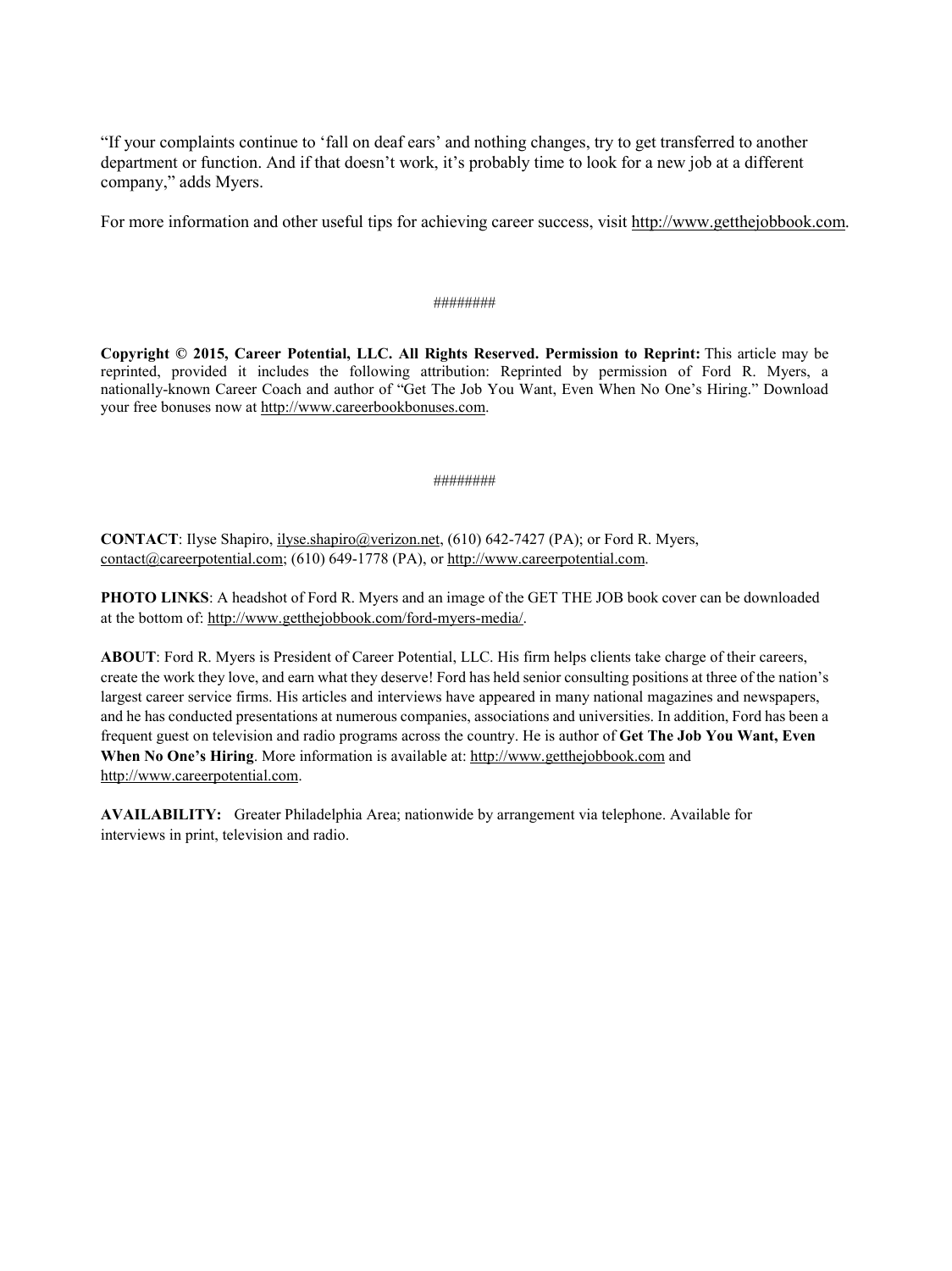"If your complaints continue to 'fall on deaf ears' and nothing changes, try to get transferred to another department or function. And if that doesn't work, it's probably time to look for a new job at a different company," adds Myers.

For more information and other useful tips for achieving career success, visit http://www.getthejobbook.com.

########

**Copyright © 2015, Career Potential, LLC. All Rights Reserved. Permission to Reprint:** This article may be reprinted, provided it includes the following attribution: Reprinted by permission of Ford R. Myers, a nationally-known Career Coach and author of "Get The Job You Want, Even When No One's Hiring." Download your free bonuses now at http://www.careerbookbonuses.com.

########

**CONTACT**: Ilyse Shapiro, ilyse.shapiro@verizon.net, (610) 642-7427 (PA); or Ford R. Myers, contact@careerpotential.com; (610) 649-1778 (PA), or http://www.careerpotential.com.

**PHOTO LINKS**: A headshot of Ford R. Myers and an image of the GET THE JOB book cover can be downloaded at the bottom of: http://www.getthejobbook.com/ford-myers-media/.

**ABOUT**: Ford R. Myers is President of Career Potential, LLC. His firm helps clients take charge of their careers, create the work they love, and earn what they deserve! Ford has held senior consulting positions at three of the nation's largest career service firms. His articles and interviews have appeared in many national magazines and newspapers, and he has conducted presentations at numerous companies, associations and universities. In addition, Ford has been a frequent guest on television and radio programs across the country. He is author of **Get The Job You Want, Even When No One's Hiring**. More information is available at: http://www.getthejobbook.com and http://www.careerpotential.com.

**AVAILABILITY:** Greater Philadelphia Area; nationwide by arrangement via telephone. Available for interviews in print, television and radio.